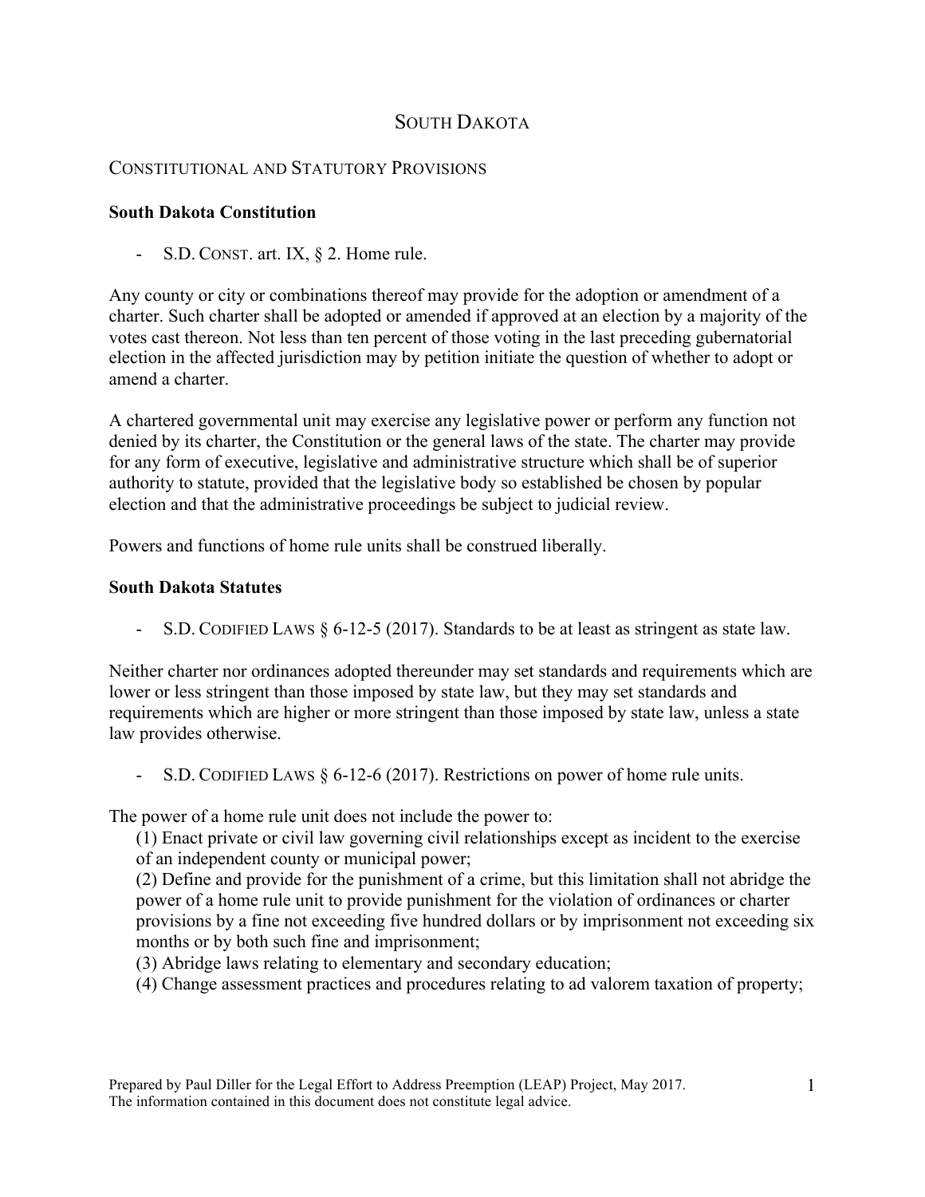# SOUTH DAKOTA

## CONSTITUTIONAL AND STATUTORY PROVISIONS

**South Dakota Constitution**

- S.D. CONST. art. IX, § 2. Home rule.

Any county or city or combinations thereof may provide for the adoption or amendment of a charter. Such charter shall be adopted or amended if approved at an election by a majority of the votes cast thereon. Not less than ten percent of those voting in the last preceding gubernatorial election in the affected jurisdiction may by petition initiate the question of whether to adopt or amend a charter.

A chartered governmental unit may exercise any legislative power or perform any function not denied by its charter, the Constitution or the general laws of the state. The charter may provide for any form of executive, legislative and administrative structure which shall be of superior authority to statute, provided that the legislative body so established be chosen by popular election and that the administrative proceedings be subject to judicial review.

Powers and functions of home rule units shall be construed liberally.

**South Dakota Statutes**

- S.D. CODIFIED LAWS § 6-12-5 (2017). Standards to be at least as stringent as state law.

Neither charter nor ordinances adopted thereunder may set standards and requirements which are lower or less stringent than those imposed by state law, but they may set standards and requirements which are higher or more stringent than those imposed by state law, unless a state law provides otherwise.

- S.D. CODIFIED LAWS § 6-12-6 (2017). Restrictions on power of home rule units.

The power of a home rule unit does not include the power to:

(1) Enact private or civil law governing civil relationships except as incident to the exercise of an independent county or municipal power;

(2) Define and provide for the punishment of a crime, but this limitation shall not abridge the power of a home rule unit to provide punishment for the violation of ordinances or charter provisions by a fine not exceeding five hundred dollars or by imprisonment not exceeding six months or by both such fine and imprisonment;

(3) Abridge laws relating to elementary and secondary education;

(4) Change assessment practices and procedures relating to ad valorem taxation of property;

Prepared by Paul Diller for the Legal Effort to Address Preemption (LEAP) Project, May 2017. The information contained in this document does not constitute legal advice.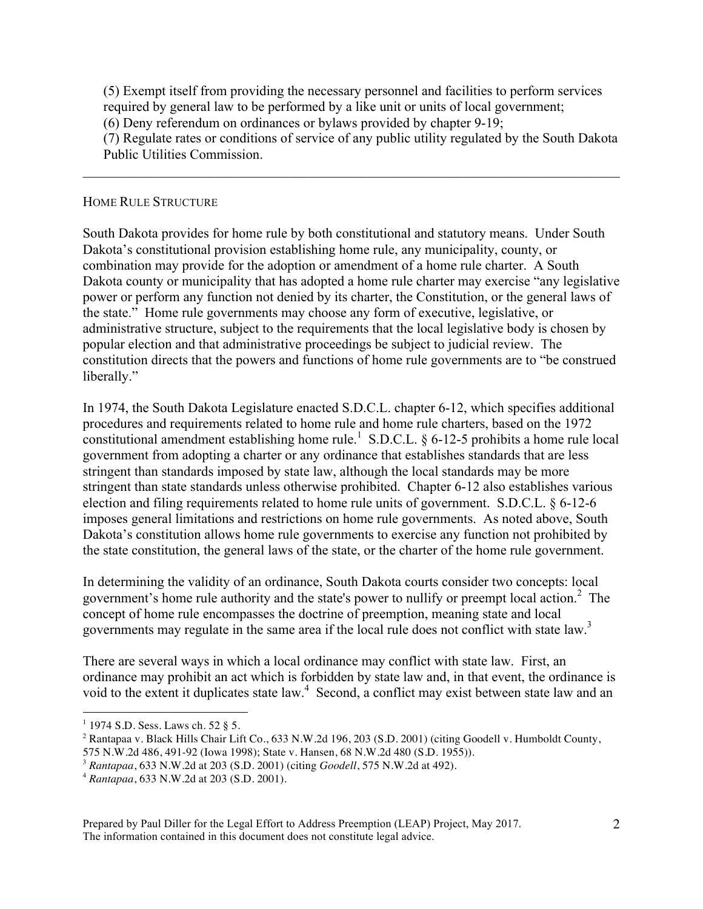(5) Exempt itself from providing the necessary personnel and facilities to perform services required by general law to be performed by a like unit or units of local government;
(6) Deny referendum on ordinances or bylaws provided by chapter 9-19;
(7) Regulate rates or conditions of service of any public utility regulated by the South Dakota Public Utilities Commission.

---

## HOME RULE STRUCTURE

South Dakota provides for home rule by both constitutional and statutory means. Under South Dakota's constitutional provision establishing home rule, any municipality, county, or combination may provide for the adoption or amendment of a home rule charter. A South Dakota county or municipality that has adopted a home rule charter may exercise "any legislative power or perform any function not denied by its charter, the Constitution, or the general laws of the state." Home rule governments may choose any form of executive, legislative, or administrative structure, subject to the requirements that the local legislative body is chosen by popular election and that administrative proceedings be subject to judicial review. The constitution directs that the powers and functions of home rule governments are to "be construed liberally."

In 1974, the South Dakota Legislature enacted S.D.C.L. chapter 6-12, which specifies additional procedures and requirements related to home rule and home rule charters, based on the 1972 constitutional amendment establishing home rule.[1] S.D.C.L. § 6-12-5 prohibits a home rule local government from adopting a charter or any ordinance that establishes standards that are less stringent than standards imposed by state law, although the local standards may be more stringent than state standards unless otherwise prohibited. Chapter 6-12 also establishes various election and filing requirements related to home rule units of government. S.D.C.L. § 6-12-6 imposes general limitations and restrictions on home rule governments. As noted above, South Dakota's constitution allows home rule governments to exercise any function not prohibited by the state constitution, the general laws of the state, or the charter of the home rule government.

In determining the validity of an ordinance, South Dakota courts consider two concepts: local government's home rule authority and the state's power to nullify or preempt local action.[2] The concept of home rule encompasses the doctrine of preemption, meaning state and local governments may regulate in the same area if the local rule does not conflict with state law.[3]

There are several ways in which a local ordinance may conflict with state law. First, an ordinance may prohibit an act which is forbidden by state law and, in that event, the ordinance is void to the extent it duplicates state law.[4] Second, a conflict may exist between state law and an

---

[1] 1974 S.D. Sess. Laws ch. 52 § 5.

[2] Rantapaa v. Black Hills Chair Lift Co., 633 N.W.2d 196, 203 (S.D. 2001) (citing Goodell v. Humboldt County, 575 N.W.2d 486, 491-92 (Iowa 1998); State v. Hansen, 68 N.W.2d 480 (S.D. 1955)).

[3] *Rantapaa*, 633 N.W.2d at 203 (S.D. 2001) (citing *Goodell*, 575 N.W.2d at 492).

[4] *Rantapaa*, 633 N.W.2d at 203 (S.D. 2001).

Prepared by Paul Diller for the Legal Effort to Address Preemption (LEAP) Project, May 2017.
The information contained in this document does not constitute legal advice.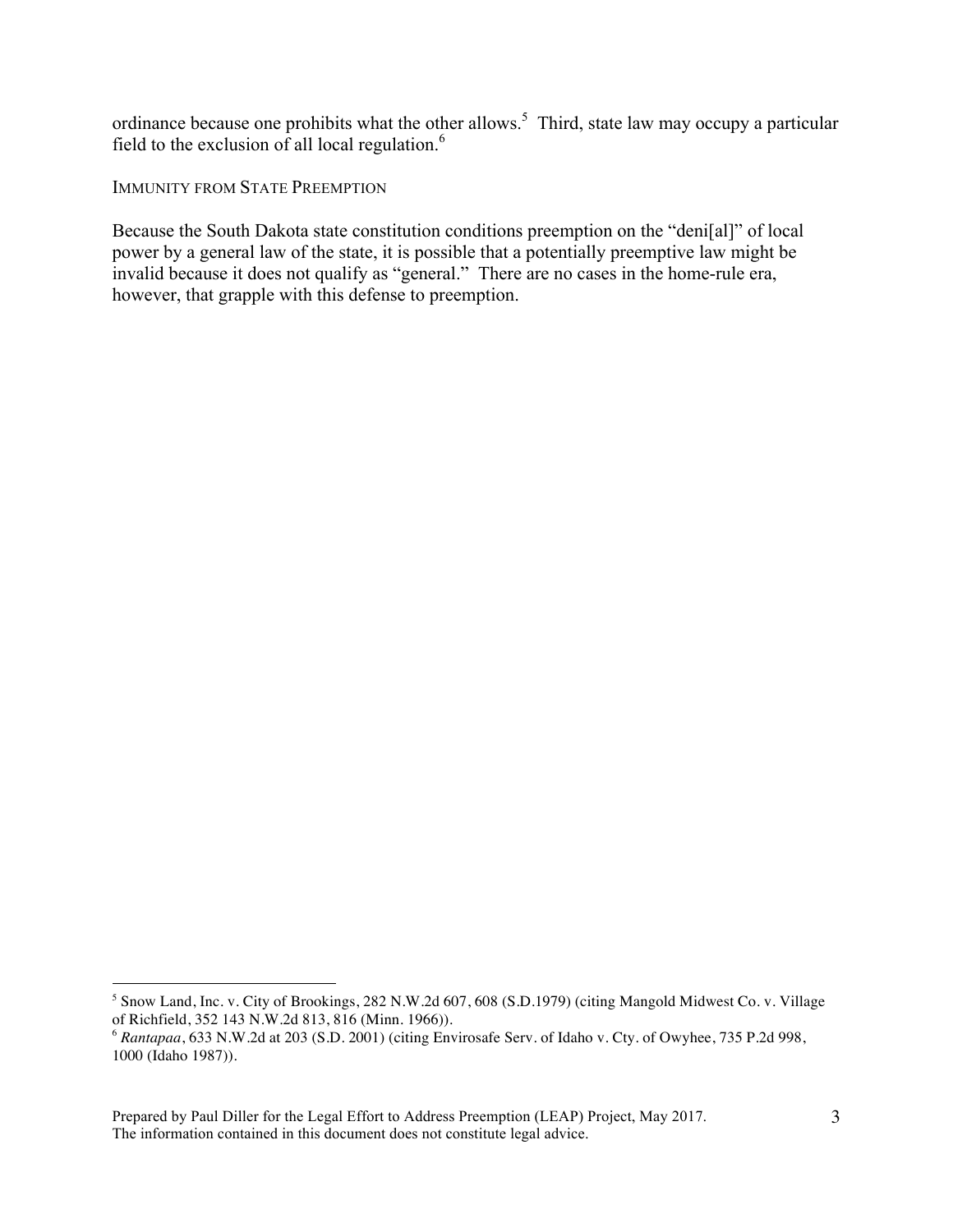ordinance because one prohibits what the other allows.[5] Third, state law may occupy a particular field to the exclusion of all local regulation.[6]

## IMMUNITY FROM STATE PREEMPTION

Because the South Dakota state constitution conditions preemption on the "deni[al]" of local power by a general law of the state, it is possible that a potentially preemptive law might be invalid because it does not qualify as "general." There are no cases in the home-rule era, however, that grapple with this defense to preemption.

---

[5] Snow Land, Inc. v. City of Brookings, 282 N.W.2d 607, 608 (S.D.1979) (citing Mangold Midwest Co. v. Village of Richfield, 352 143 N.W.2d 813, 816 (Minn. 1966)).

[6] *Rantapaa*, 633 N.W.2d at 203 (S.D. 2001) (citing Envirosafe Serv. of Idaho v. Cty. of Owyhee, 735 P.2d 998, 1000 (Idaho 1987)).

Prepared by Paul Diller for the Legal Effort to Address Preemption (LEAP) Project, May 2017. The information contained in this document does not constitute legal advice.